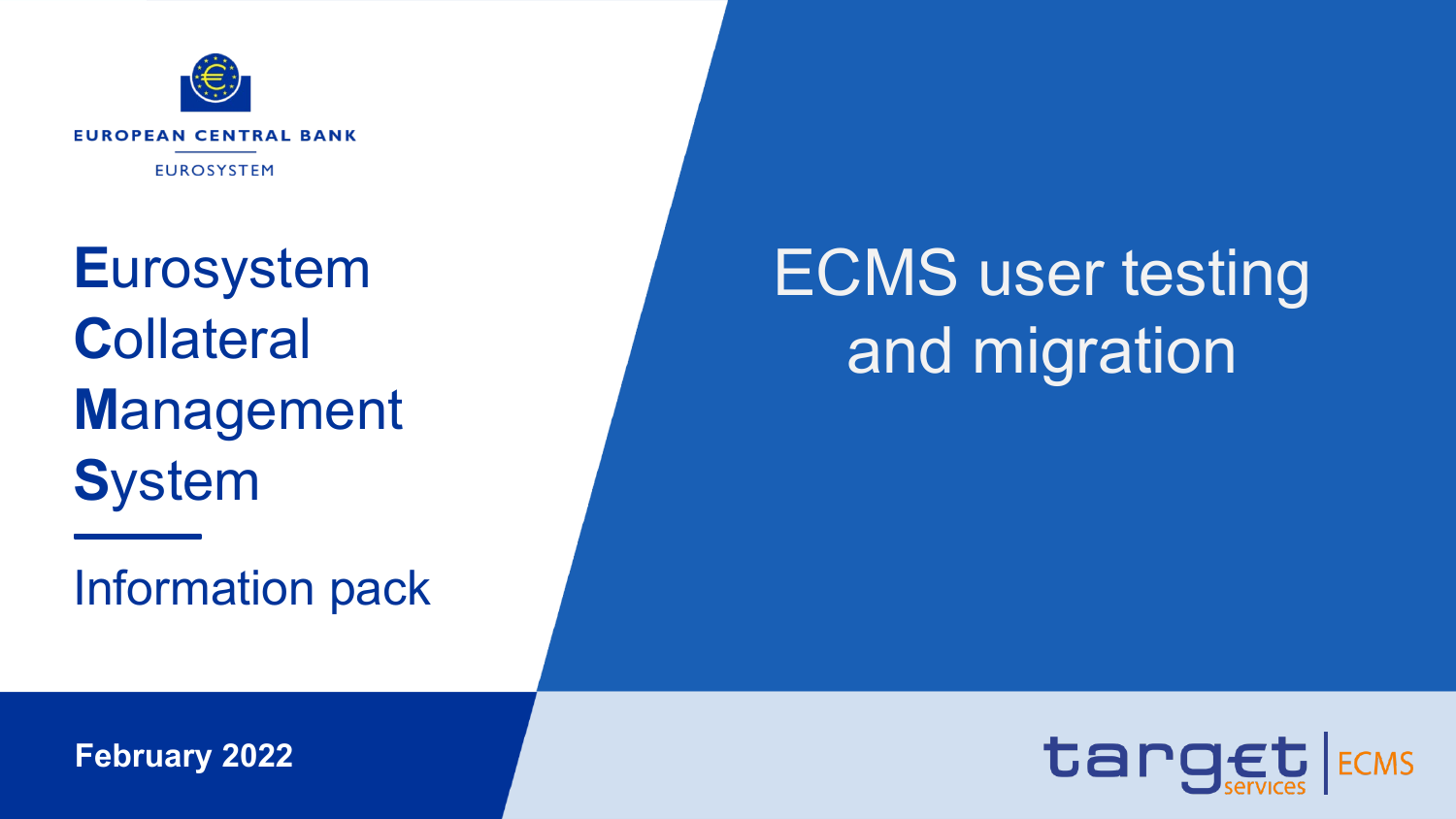EUROPEAN CENTRAL BANK

EUROSYSTEM

# **E**urosystem **C**ollateral **M**anagement **S**ystem

Information pack

# ECMS user testing and migration

**February 2022**

target services | ECMS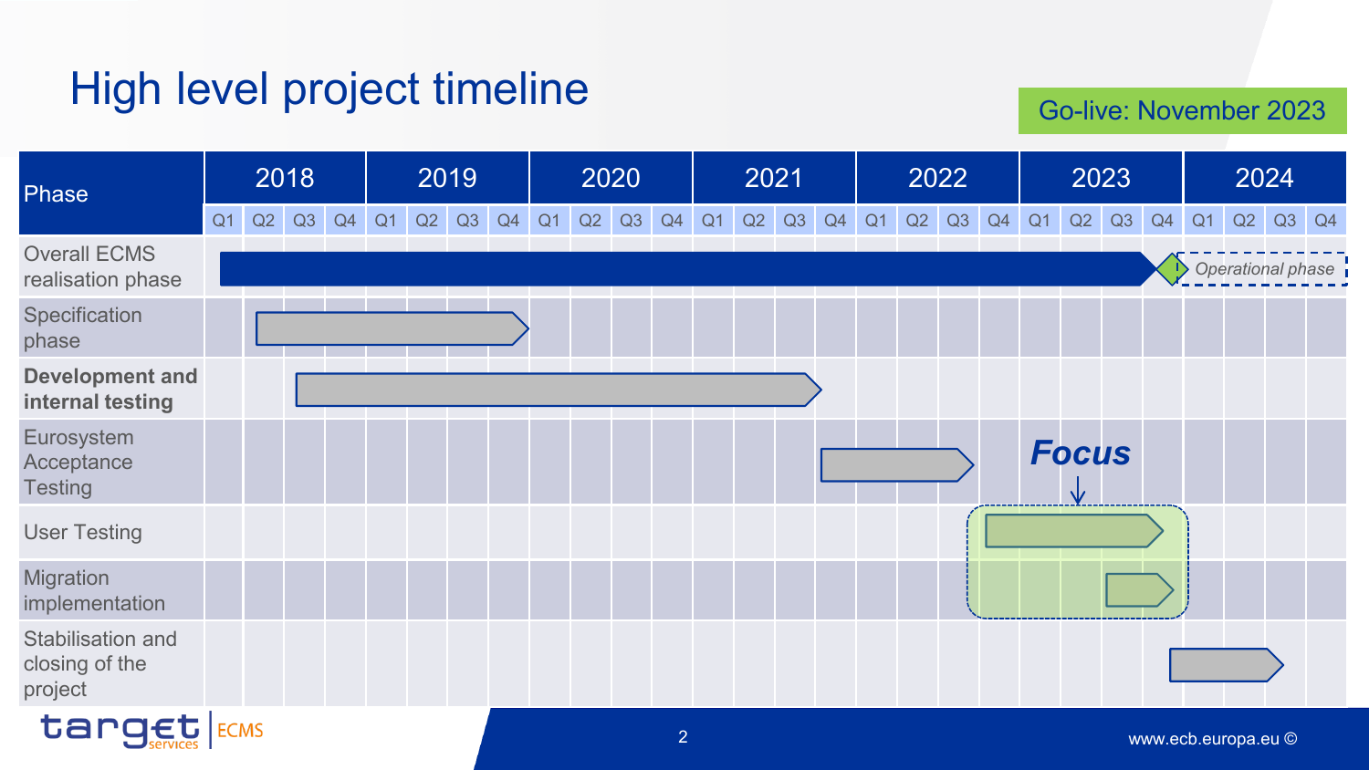# High level project timeline

Go-live: November 2023

| Phase | 2018 | | | | 2019 | | | | 2020 | | | | 2021 | | | | 2022 | | | | 2023 | | | | 2024 | | | |
|---|---|---|---|---|---|---|---|---|---|---|---|---|---|---|---|---|---|---|---|---|---|---|---|---|---|---|---|---|
| | Q1 | Q2 | Q3 | Q4 | Q1 | Q2 | Q3 | Q4 | Q1 | Q2 | Q3 | Q4 | Q1 | Q2 | Q3 | Q4 | Q1 | Q2 | Q3 | Q4 | Q1 | Q2 | Q3 | Q4 | Q1 | Q2 | Q3 | Q4 |
| Overall ECMS realisation phase | | | | | | | | | | | | | | | | | | | | | | | | | *Operational phase* | | | |
| Specification phase | | | | | | | | | | | | | | | | | | | | | | | | | | | | |
| **Development and internal testing** | | | | | | | | | | | | | | | | | | | | | | | | | | | | |
| Eurosystem Acceptance Testing | | | | | | | | | | | | | | | | | | | | | | | | | | | | |
| User Testing | | | | | | | | | | | | | | | | | | | | | | | | | | | | |
| Migration implementation | | | | | | | | | | | | | | | | | | | | | | | | | | | | |
| Stabilisation and closing of the project | | | | | | | | | | | | | | | | | | | | | | | | | | | | |

***Focus*** (User Testing and Migration implementation)

target services ECMS

www.ecb.europa.eu ©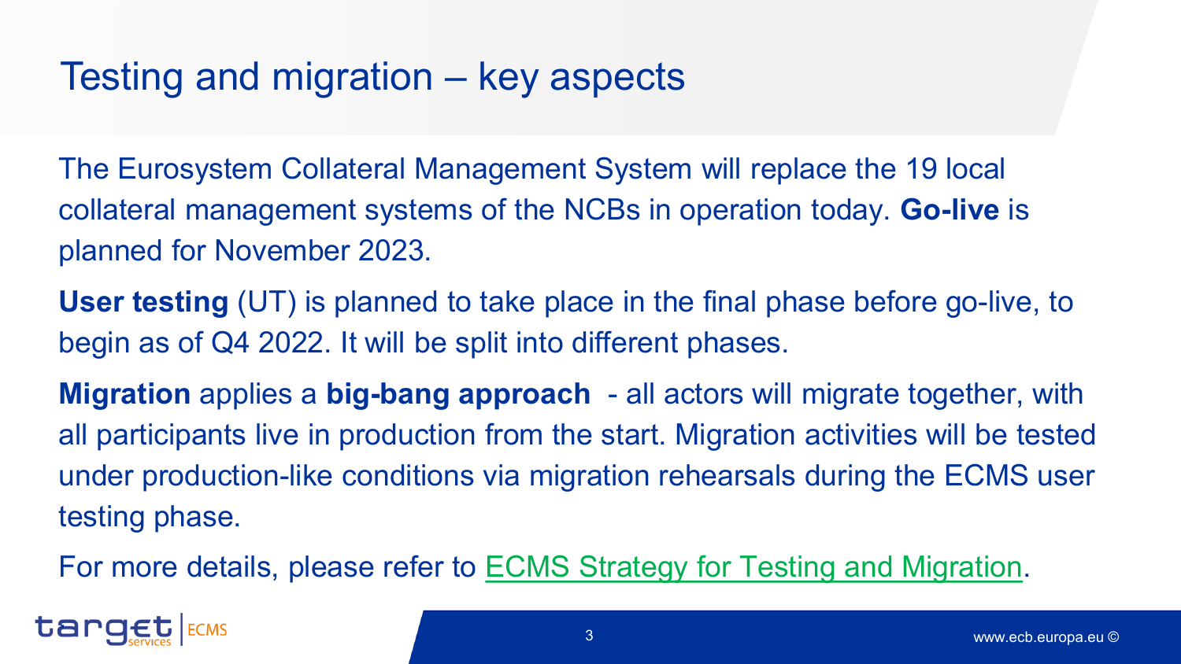# Testing and migration – key aspects

The Eurosystem Collateral Management System will replace the 19 local collateral management systems of the NCBs in operation today. **Go-live** is planned for November 2023.

**User testing** (UT) is planned to take place in the final phase before go-live, to begin as of Q4 2022. It will be split into different phases.

**Migration** applies a **big-bang approach** - all actors will migrate together, with all participants live in production from the start. Migration activities will be tested under production-like conditions via migration rehearsals during the ECMS user testing phase.

For more details, please refer to ECMS Strategy for Testing and Migration.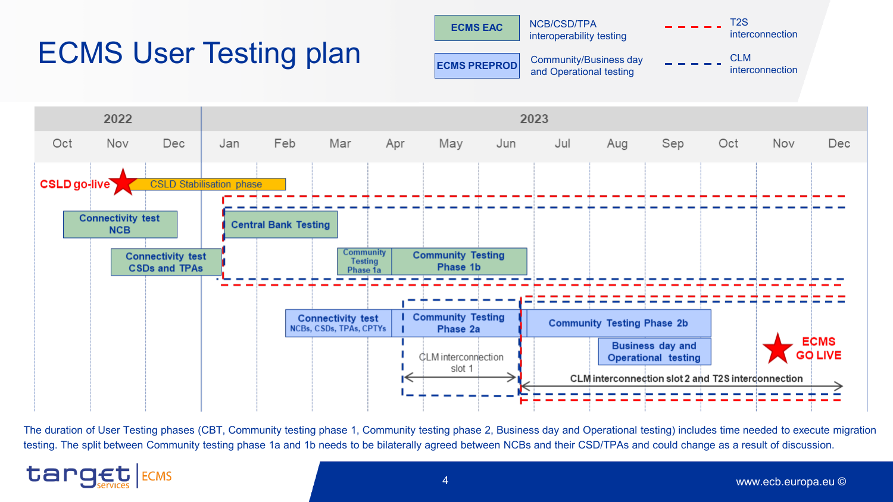# ECMS User Testing plan

**ECMS EAC** — NCB/CSD/TPA interoperability testing

**ECMS PREPROD** — Community/Business day and Operational testing

Red dashed line — T2S interconnection

Blue dashed line — CLM interconnection

| | 2022 | | | 2023 | | | | | | | | | | | |
|---|---|---|---|---|---|---|---|---|---|---|---|---|---|---|---|
| | Oct | Nov | Dec | Jan | Feb | Mar | Apr | May | Jun | Jul | Aug | Sep | Oct | Nov | Dec |

- **CSLD go-live** — CSLD Stabilisation phase (Oct 2022 – Feb 2023)
- Connectivity test NCB (Oct – Dec 2022)
- Connectivity test CSDs and TPAs (Nov – Dec 2022)
- Central Bank Testing (Jan – Feb 2023)
- Community Testing Phase 1a (Mar 2023)
- Community Testing Phase 1b (Apr – Jun 2023)
- Connectivity test NCBs, CSDs, TPAs, CPTYs (Feb – Mar 2023)
- Community Testing Phase 2a (Apr – Jun 2023)
- CLM interconnection slot 1 (Apr – Jun 2023)
- Community Testing Phase 2b (Jun – Sep 2023)
- Business day and Operational testing (Aug – Sep 2023)
- CLM interconnection slot 2 and T2S interconnection (Jun – Dec 2023)
- **ECMS GO LIVE** (Nov 2023)

The duration of User Testing phases (CBT, Community testing phase 1, Community testing phase 2, Business day and Operational testing) includes time needed to execute migration testing. The split between Community testing phase 1a and 1b needs to be bilaterally agreed between NCBs and their CSD/TPAs and could change as a result of discussion.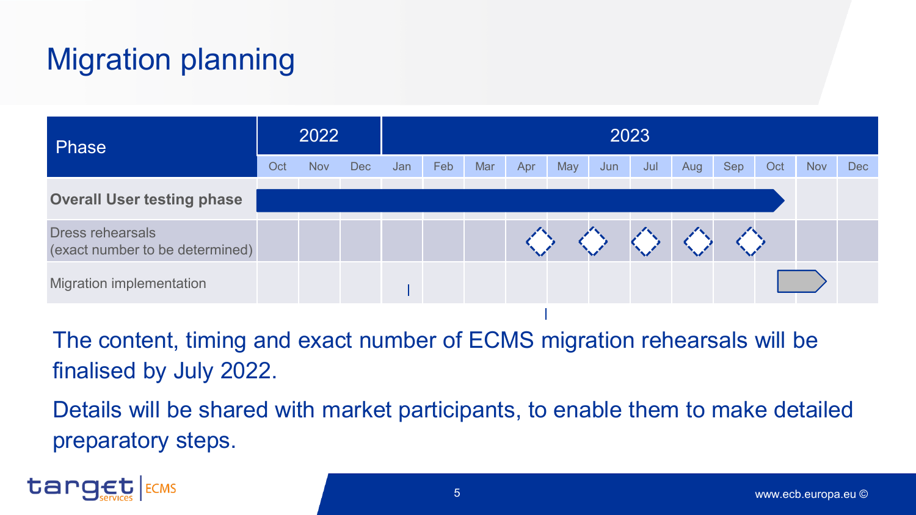# Migration planning

| Phase | 2022 | | | 2023 | | | | | | | | | | | |
|---|---|---|---|---|---|---|---|---|---|---|---|---|---|---|---|
| | Oct | Nov | Dec | Jan | Feb | Mar | Apr | May | Jun | Jul | Aug | Sep | Oct | Nov | Dec |
| **Overall User testing phase** | ■ | ■ | ■ | ■ | ■ | ■ | ■ | ■ | ■ | ■ | ■ | ■ | ■ | | |
| Dress rehearsals (exact number to be determined) | | | | | | | ◇ | ◇ | ◇ | ◇ | ◇ | ◇ | | | |
| Migration implementation | | | | | | | | | | | | | ■ | ■ | |

The content, timing and exact number of ECMS migration rehearsals will be finalised by July 2022.

Details will be shared with market participants, to enable them to make detailed preparatory steps.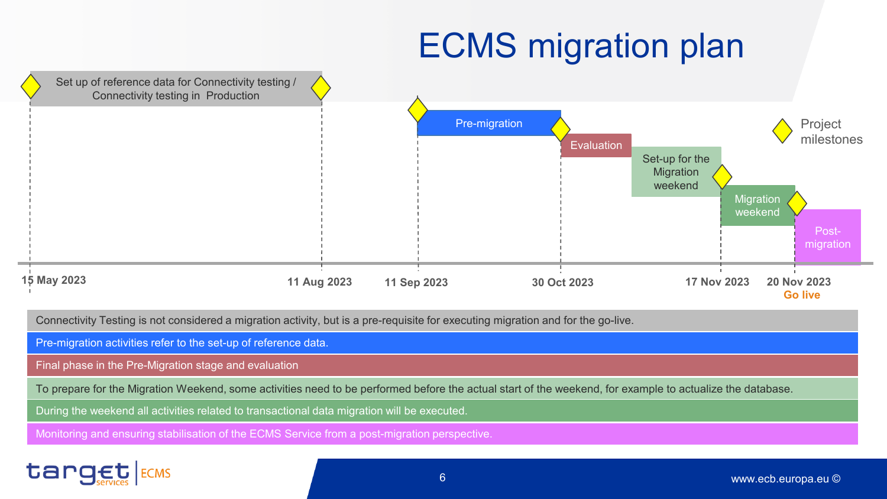# ECMS migration plan

Set up of reference data for Connectivity testing / Connectivity testing in Production

Pre-migration

Evaluation

Set-up for the Migration weekend

Migration weekend

Post-migration

Project milestones

15 May 2023

11 Aug 2023

11 Sep 2023

30 Oct 2023

17 Nov 2023

20 Nov 2023

Go live

Connectivity Testing is not considered a migration activity, but is a pre-requisite for executing migration and for the go-live.

Pre-migration activities refer to the set-up of reference data.

Final phase in the Pre-Migration stage and evaluation

To prepare for the Migration Weekend, some activities need to be performed before the actual start of the weekend, for example to actualize the database.

During the weekend all activities related to transactional data migration will be executed.

Monitoring and ensuring stabilisation of the ECMS Service from a post-migration perspective.